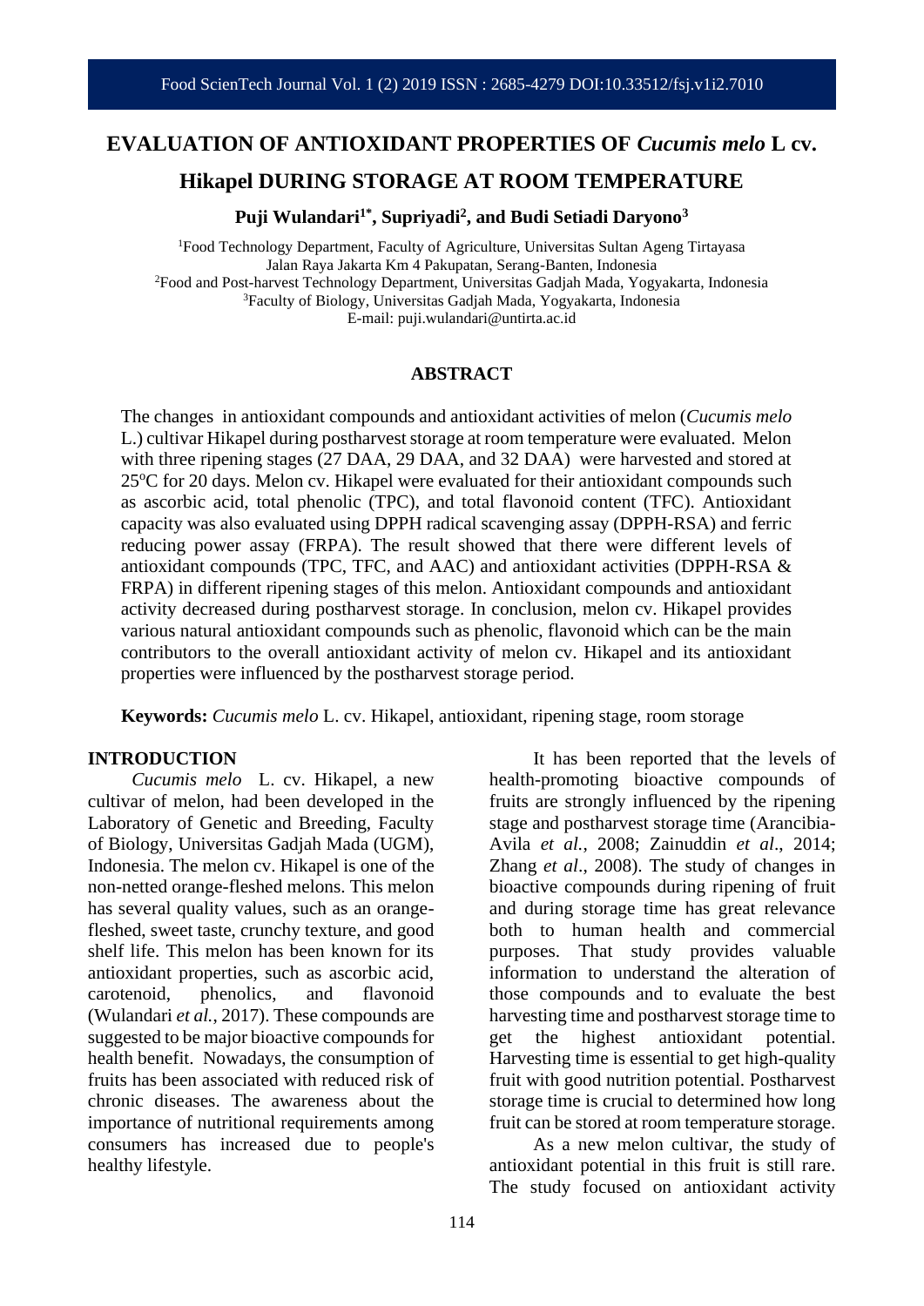# EVALUATION OF ANTIOXIDANT PROPERTIES OF *Cucumis melo* L cv. Hikapel DURING STORAGE AT ROOM TEMPERATURE

**Puji Wulandari[1*], Supriyadi[2], and Budi Setiadi Daryono[3]**

[1]Food Technology Department, Faculty of Agriculture, Universitas Sultan Ageng Tirtayasa
Jalan Raya Jakarta Km 4 Pakupatan, Serang-Banten, Indonesia
[2]Food and Post-harvest Technology Department, Universitas Gadjah Mada, Yogyakarta, Indonesia
[3]Faculty of Biology, Universitas Gadjah Mada, Yogyakarta, Indonesia
E-mail: puji.wulandari@untirta.ac.id

## ABSTRACT

The changes in antioxidant compounds and antioxidant activities of melon (*Cucumis melo* L.) cultivar Hikapel during postharvest storage at room temperature were evaluated. Melon with three ripening stages (27 DAA, 29 DAA, and 32 DAA) were harvested and stored at 25°C for 20 days. Melon cv. Hikapel were evaluated for their antioxidant compounds such as ascorbic acid, total phenolic (TPC), and total flavonoid content (TFC). Antioxidant capacity was also evaluated using DPPH radical scavenging assay (DPPH-RSA) and ferric reducing power assay (FRPA). The result showed that there were different levels of antioxidant compounds (TPC, TFC, and AAC) and antioxidant activities (DPPH-RSA & FRPA) in different ripening stages of this melon. Antioxidant compounds and antioxidant activity decreased during postharvest storage. In conclusion, melon cv. Hikapel provides various natural antioxidant compounds such as phenolic, flavonoid which can be the main contributors to the overall antioxidant activity of melon cv. Hikapel and its antioxidant properties were influenced by the postharvest storage period.

**Keywords:** *Cucumis melo* L. cv. Hikapel, antioxidant, ripening stage, room storage

## INTRODUCTION

*Cucumis melo* L. cv. Hikapel, a new cultivar of melon, had been developed in the Laboratory of Genetic and Breeding, Faculty of Biology, Universitas Gadjah Mada (UGM), Indonesia. The melon cv. Hikapel is one of the non-netted orange-fleshed melons. This melon has several quality values, such as an orange-fleshed, sweet taste, crunchy texture, and good shelf life. This melon has been known for its antioxidant properties, such as ascorbic acid, carotenoid, phenolics, and flavonoid (Wulandari *et al.*, 2017). These compounds are suggested to be major bioactive compounds for health benefit. Nowadays, the consumption of fruits has been associated with reduced risk of chronic diseases. The awareness about the importance of nutritional requirements among consumers has increased due to people's healthy lifestyle.

It has been reported that the levels of health-promoting bioactive compounds of fruits are strongly influenced by the ripening stage and postharvest storage time (Arancibia-Avila *et al.*, 2008; Zainuddin *et al*., 2014; Zhang *et al*., 2008). The study of changes in bioactive compounds during ripening of fruit and during storage time has great relevance both to human health and commercial purposes. That study provides valuable information to understand the alteration of those compounds and to evaluate the best harvesting time and postharvest storage time to get the highest antioxidant potential. Harvesting time is essential to get high-quality fruit with good nutrition potential. Postharvest storage time is crucial to determined how long fruit can be stored at room temperature storage.

As a new melon cultivar, the study of antioxidant potential in this fruit is still rare. The study focused on antioxidant activity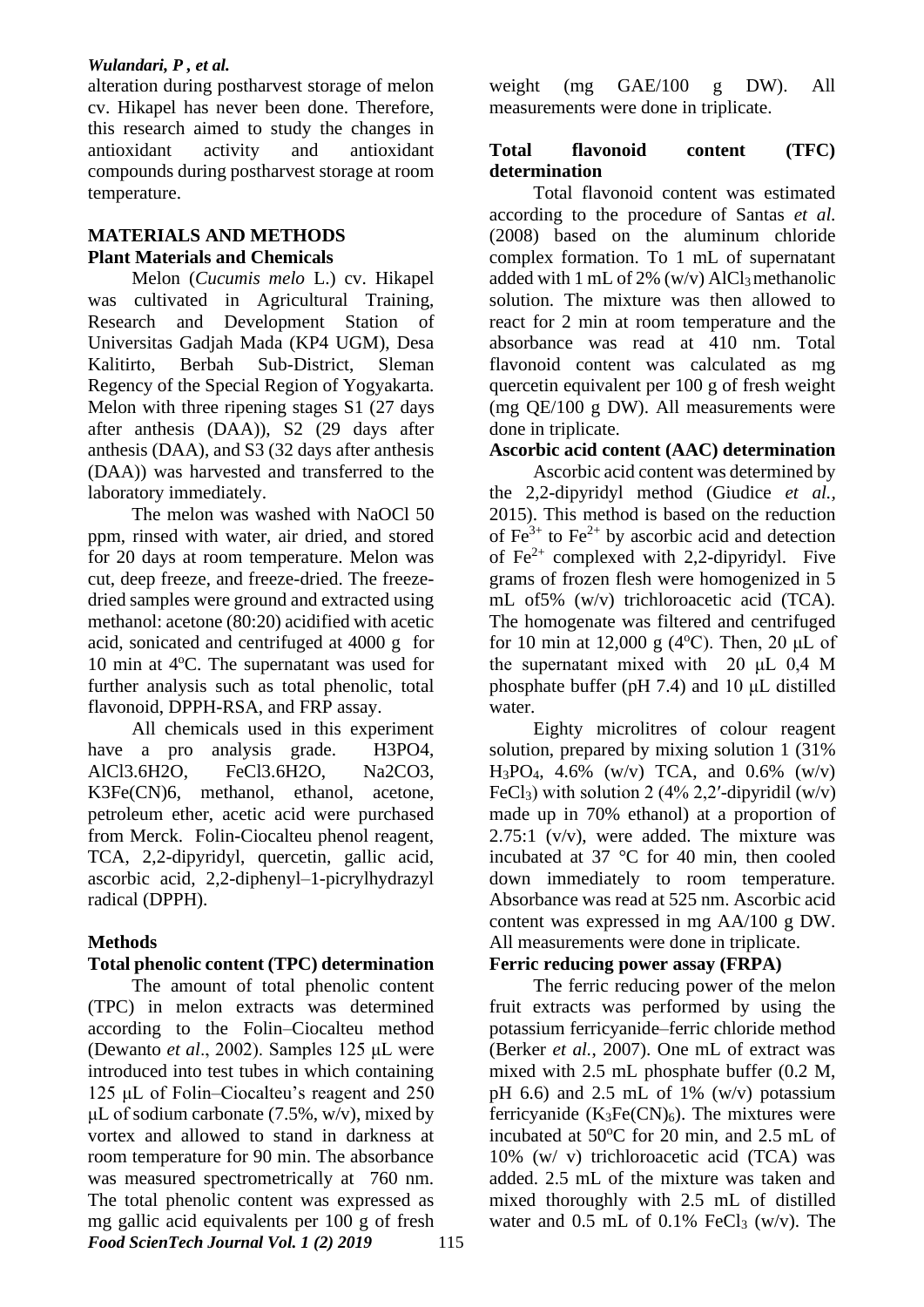alteration during postharvest storage of melon cv. Hikapel has never been done. Therefore, this research aimed to study the changes in antioxidant activity and antioxidant compounds during postharvest storage at room temperature.

## MATERIALS AND METHODS

### Plant Materials and Chemicals

Melon (*Cucumis melo* L.) cv. Hikapel was cultivated in Agricultural Training, Research and Development Station of Universitas Gadjah Mada (KP4 UGM), Desa Kalitirto, Berbah Sub-District, Sleman Regency of the Special Region of Yogyakarta. Melon with three ripening stages S1 (27 days after anthesis (DAA)), S2 (29 days after anthesis (DAA), and S3 (32 days after anthesis (DAA)) was harvested and transferred to the laboratory immediately.

The melon was washed with NaOCl 50 ppm, rinsed with water, air dried, and stored for 20 days at room temperature. Melon was cut, deep freeze, and freeze-dried. The freeze-dried samples were ground and extracted using methanol: acetone (80:20) acidified with acetic acid, sonicated and centrifuged at 4000 g for 10 min at 4°C. The supernatant was used for further analysis such as total phenolic, total flavonoid, DPPH-RSA, and FRP assay.

All chemicals used in this experiment have a pro analysis grade. H3PO4, AlCl3.6H2O, FeCl3.6H2O, Na2CO3, K3Fe(CN)6, methanol, ethanol, acetone, petroleum ether, acetic acid were purchased from Merck. Folin-Ciocalteu phenol reagent, TCA, 2,2-dipyridyl, quercetin, gallic acid, ascorbic acid, 2,2-diphenyl–1-picrylhydrazyl radical (DPPH).

### Methods

**Total phenolic content (TPC) determination**

The amount of total phenolic content (TPC) in melon extracts was determined according to the Folin–Ciocalteu method (Dewanto *et al*., 2002). Samples 125 μL were introduced into test tubes in which containing 125 μL of Folin–Ciocalteu's reagent and 250 μL of sodium carbonate (7.5%, w/v), mixed by vortex and allowed to stand in darkness at room temperature for 90 min. The absorbance was measured spectrometrically at 760 nm. The total phenolic content was expressed as mg gallic acid equivalents per 100 g of fresh weight (mg GAE/100 g DW). All measurements were done in triplicate.

**Total flavonoid content (TFC) determination**

Total flavonoid content was estimated according to the procedure of Santas *et al.* (2008) based on the aluminum chloride complex formation. To 1 mL of supernatant added with 1 mL of 2% (w/v) $AlCl_3$ methanolic solution. The mixture was then allowed to react for 2 min at room temperature and the absorbance was read at 410 nm. Total flavonoid content was calculated as mg quercetin equivalent per 100 g of fresh weight (mg QE/100 g DW). All measurements were done in triplicate.

**Ascorbic acid content (AAC) determination**

Ascorbic acid content was determined by the 2,2-dipyridyl method (Giudice *et al.*, 2015). This method is based on the reduction of $Fe^{3+}$ to $Fe^{2+}$ by ascorbic acid and detection of $Fe^{2+}$ complexed with 2,2-dipyridyl. Five grams of frozen flesh were homogenized in 5 mL of5% (w/v) trichloroacetic acid (TCA). The homogenate was filtered and centrifuged for 10 min at 12,000 g (4°C). Then, 20 μL of the supernatant mixed with 20 μL 0,4 M phosphate buffer (pH 7.4) and 10 μL distilled water.

Eighty microlitres of colour reagent solution, prepared by mixing solution 1 (31% $H_3PO_4$, 4.6% (w/v) TCA, and 0.6% (w/v) $FeCl_3$) with solution 2 (4% 2,2′-dipyridil (w/v) made up in 70% ethanol) at a proportion of 2.75:1 (v/v), were added. The mixture was incubated at 37 °C for 40 min, then cooled down immediately to room temperature. Absorbance was read at 525 nm. Ascorbic acid content was expressed in mg AA/100 g DW. All measurements were done in triplicate.

**Ferric reducing power assay (FRPA)**

The ferric reducing power of the melon fruit extracts was performed by using the potassium ferricyanide–ferric chloride method (Berker *et al.*, 2007). One mL of extract was mixed with 2.5 mL phosphate buffer (0.2 M, pH 6.6) and 2.5 mL of 1% (w/v) potassium ferricyanide ($K_3Fe(CN)_6$). The mixtures were incubated at 50°C for 20 min, and 2.5 mL of 10% (w/ v) trichloroacetic acid (TCA) was added. 2.5 mL of the mixture was taken and mixed thoroughly with 2.5 mL of distilled water and 0.5 mL of 0.1% $FeCl_3$ (w/v). The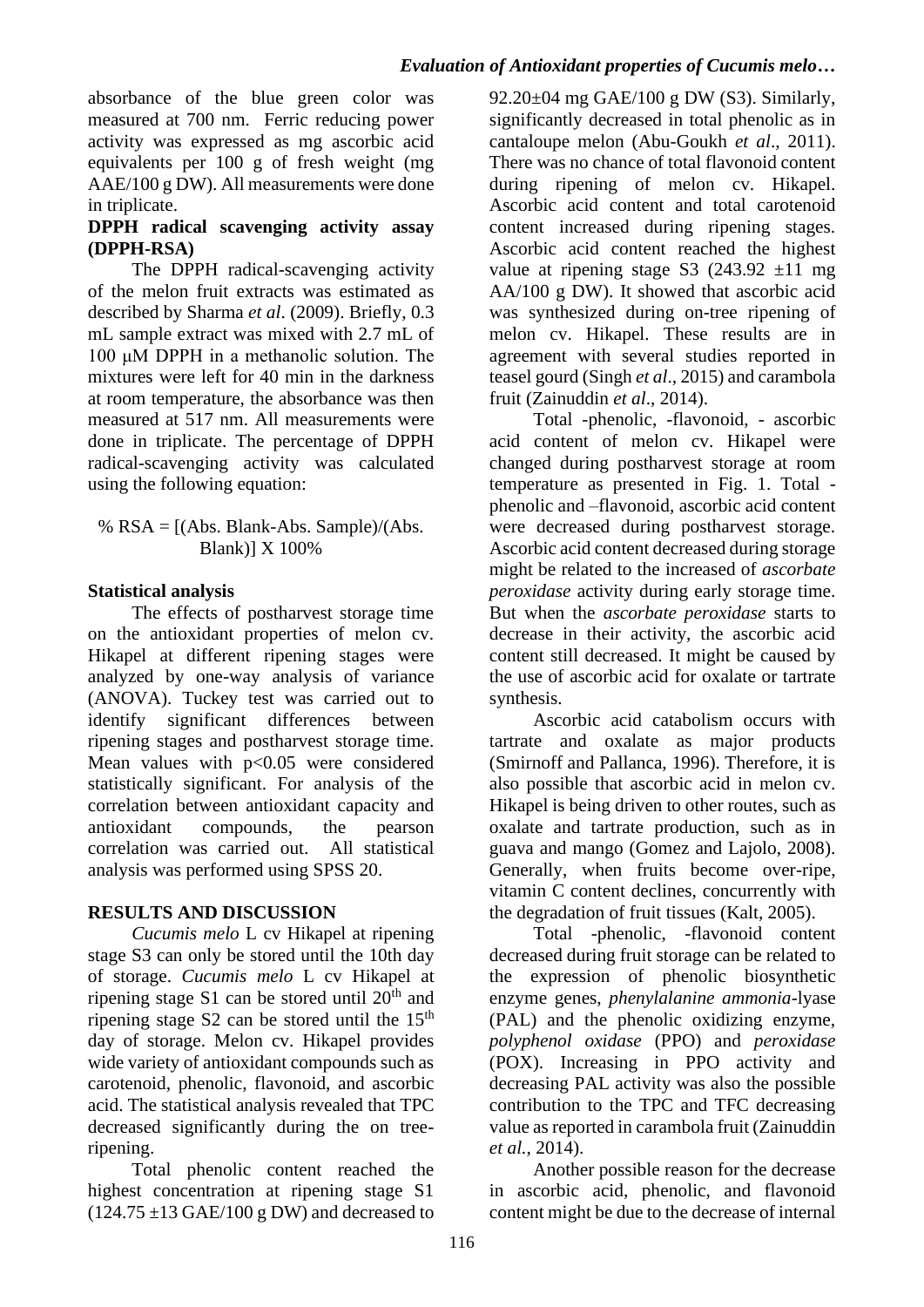absorbance of the blue green color was measured at 700 nm. Ferric reducing power activity was expressed as mg ascorbic acid equivalents per 100 g of fresh weight (mg AAE/100 g DW). All measurements were done in triplicate.

**DPPH radical scavenging activity assay (DPPH-RSA)**

The DPPH radical-scavenging activity of the melon fruit extracts was estimated as described by Sharma *et al*. (2009). Briefly, 0.3 mL sample extract was mixed with 2.7 mL of 100 μM DPPH in a methanolic solution. The mixtures were left for 40 min in the darkness at room temperature, the absorbance was then measured at 517 nm. All measurements were done in triplicate. The percentage of DPPH radical-scavenging activity was calculated using the following equation:

$$\% \text{ RSA} = [(\text{Abs. Blank} - \text{Abs. Sample})/(\text{Abs. Blank})] \text{ X } 100\%$$

**Statistical analysis**

The effects of postharvest storage time on the antioxidant properties of melon cv. Hikapel at different ripening stages were analyzed by one-way analysis of variance (ANOVA). Tuckey test was carried out to identify significant differences between ripening stages and postharvest storage time. Mean values with $p<0.05$ were considered statistically significant. For analysis of the correlation between antioxidant capacity and antioxidant compounds, the pearson correlation was carried out. All statistical analysis was performed using SPSS 20.

**RESULTS AND DISCUSSION**

*Cucumis melo* L cv Hikapel at ripening stage S3 can only be stored until the 10th day of storage. *Cucumis melo* L cv Hikapel at ripening stage S1 can be stored until 20$^{th}$ and ripening stage S2 can be stored until the 15$^{th}$ day of storage. Melon cv. Hikapel provides wide variety of antioxidant compounds such as carotenoid, phenolic, flavonoid, and ascorbic acid. The statistical analysis revealed that TPC decreased significantly during the on tree-ripening.

Total phenolic content reached the highest concentration at ripening stage S1 (124.75 ±13 GAE/100 g DW) and decreased to 92.20±04 mg GAE/100 g DW (S3). Similarly, significantly decreased in total phenolic as in cantaloupe melon (Abu-Goukh *et al*., 2011). There was no chance of total flavonoid content during ripening of melon cv. Hikapel. Ascorbic acid content and total carotenoid content increased during ripening stages. Ascorbic acid content reached the highest value at ripening stage S3 (243.92 ±11 mg AA/100 g DW). It showed that ascorbic acid was synthesized during on-tree ripening of melon cv. Hikapel. These results are in agreement with several studies reported in teasel gourd (Singh *et al*., 2015) and carambola fruit (Zainuddin *et al*., 2014).

Total -phenolic, -flavonoid, - ascorbic acid content of melon cv. Hikapel were changed during postharvest storage at room temperature as presented in Fig. 1. Total -phenolic and –flavonoid, ascorbic acid content were decreased during postharvest storage. Ascorbic acid content decreased during storage might be related to the increased of *ascorbate peroxidase* activity during early storage time. But when the *ascorbate peroxidase* starts to decrease in their activity, the ascorbic acid content still decreased. It might be caused by the use of ascorbic acid for oxalate or tartrate synthesis.

Ascorbic acid catabolism occurs with tartrate and oxalate as major products (Smirnoff and Pallanca, 1996). Therefore, it is also possible that ascorbic acid in melon cv. Hikapel is being driven to other routes, such as oxalate and tartrate production, such as in guava and mango (Gomez and Lajolo, 2008). Generally, when fruits become over-ripe, vitamin C content declines, concurrently with the degradation of fruit tissues (Kalt, 2005).

Total -phenolic, -flavonoid content decreased during fruit storage can be related to the expression of phenolic biosynthetic enzyme genes, *phenylalanine ammonia*-lyase (PAL) and the phenolic oxidizing enzyme, *polyphenol oxidase* (PPO) and *peroxidase* (POX). Increasing in PPO activity and decreasing PAL activity was also the possible contribution to the TPC and TFC decreasing value as reported in carambola fruit (Zainuddin *et al.*, 2014).

Another possible reason for the decrease in ascorbic acid, phenolic, and flavonoid content might be due to the decrease of internal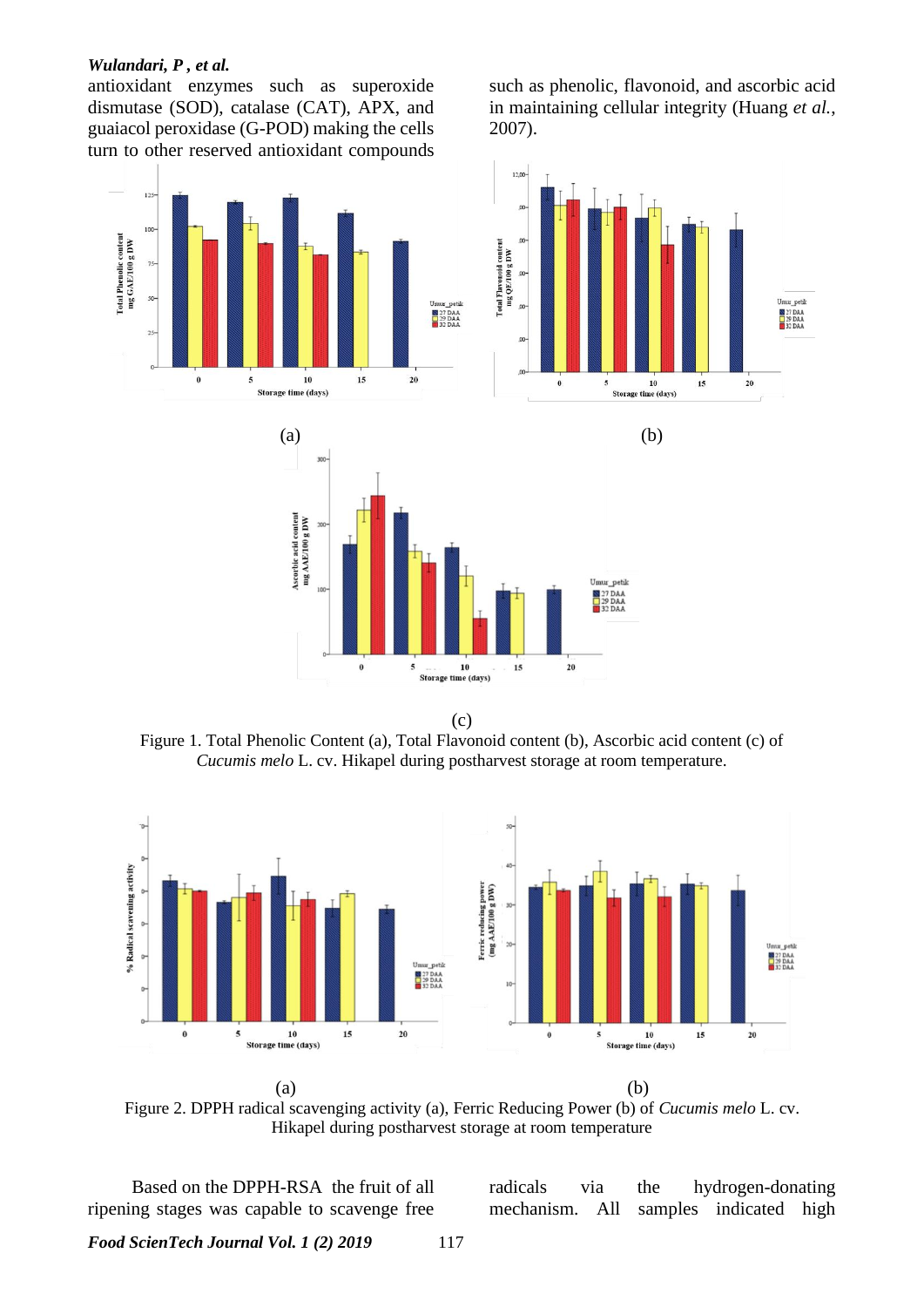antioxidant enzymes such as superoxide dismutase (SOD), catalase (CAT), APX, and guaiacol peroxidase (G-POD) making the cells turn to other reserved antioxidant compounds such as phenolic, flavonoid, and ascorbic acid in maintaining cellular integrity (Huang *et al.*, 2007).

(a) (b)

(c)

Figure 1. Total Phenolic Content (a), Total Flavonoid content (b), Ascorbic acid content (c) of *Cucumis melo* L. cv. Hikapel during postharvest storage at room temperature.

(a) (b)

Figure 2. DPPH radical scavenging activity (a), Ferric Reducing Power (b) of *Cucumis melo* L. cv. Hikapel during postharvest storage at room temperature

Based on the DPPH-RSA the fruit of all ripening stages was capable to scavenge free radicals via the hydrogen-donating mechanism. All samples indicated high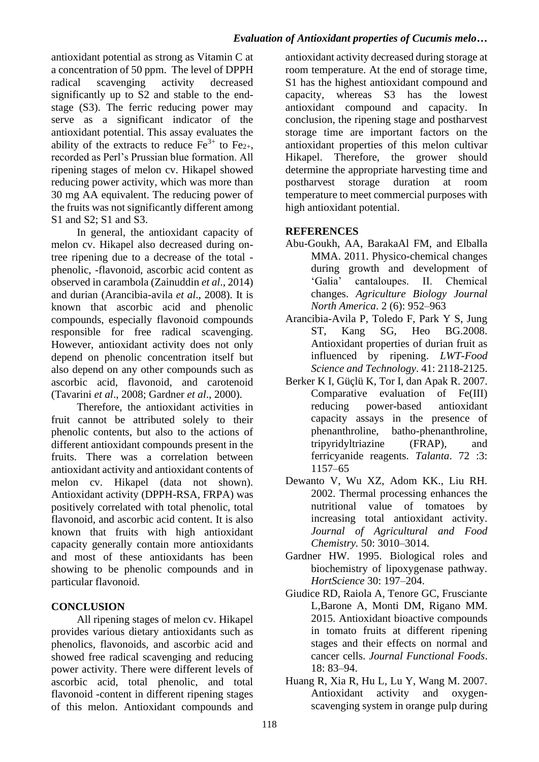antioxidant potential as strong as Vitamin C at a concentration of 50 ppm. The level of DPPH radical scavenging activity decreased significantly up to S2 and stable to the end-stage (S3). The ferric reducing power may serve as a significant indicator of the antioxidant potential. This assay evaluates the ability of the extracts to reduce $Fe^{3+}$ to $Fe_{2+}$, recorded as Perl's Prussian blue formation. All ripening stages of melon cv. Hikapel showed reducing power activity, which was more than 30 mg AA equivalent. The reducing power of the fruits was not significantly different among S1 and S2; S1 and S3.

In general, the antioxidant capacity of melon cv. Hikapel also decreased during on-tree ripening due to a decrease of the total -phenolic, -flavonoid, ascorbic acid content as observed in carambola (Zainuddin *et al*., 2014) and durian (Arancibia-avila *et al*., 2008). It is known that ascorbic acid and phenolic compounds, especially flavonoid compounds responsible for free radical scavenging. However, antioxidant activity does not only depend on phenolic concentration itself but also depend on any other compounds such as ascorbic acid, flavonoid, and carotenoid (Tavarini *et al*., 2008; Gardner *et al*., 2000).

Therefore, the antioxidant activities in fruit cannot be attributed solely to their phenolic contents, but also to the actions of different antioxidant compounds present in the fruits. There was a correlation between antioxidant activity and antioxidant contents of melon cv. Hikapel (data not shown). Antioxidant activity (DPPH-RSA, FRPA) was positively correlated with total phenolic, total flavonoid, and ascorbic acid content. It is also known that fruits with high antioxidant capacity generally contain more antioxidants and most of these antioxidants has been showing to be phenolic compounds and in particular flavonoid.

## CONCLUSION

All ripening stages of melon cv. Hikapel provides various dietary antioxidants such as phenolics, flavonoids, and ascorbic acid and showed free radical scavenging and reducing power activity. There were different levels of ascorbic acid, total phenolic, and total flavonoid -content in different ripening stages of this melon. Antioxidant compounds and antioxidant activity decreased during storage at room temperature. At the end of storage time, S1 has the highest antioxidant compound and capacity, whereas S3 has the lowest antioxidant compound and capacity. In conclusion, the ripening stage and postharvest storage time are important factors on the antioxidant properties of this melon cultivar Hikapel. Therefore, the grower should determine the appropriate harvesting time and postharvest storage duration at room temperature to meet commercial purposes with high antioxidant potential.

## REFERENCES

Abu-Goukh, AA, BarakaAl FM, and Elballa MMA. 2011. Physico-chemical changes during growth and development of 'Galia' cantaloupes. II. Chemical changes. *Agriculture Biology Journal North America*. 2 (6): 952–963

Arancibia-Avila P, Toledo F, Park Y S, Jung ST, Kang SG, Heo BG.2008. Antioxidant properties of durian fruit as influenced by ripening. *LWT-Food Science and Technology*. 41: 2118-2125.

Berker K I, Güçlü K, Tor I, dan Apak R. 2007. Comparative evaluation of Fe(III) reducing power-based antioxidant capacity assays in the presence of phenanthroline, batho-phenanthroline, tripyridyltriazine (FRAP), and ferricyanide reagents. *Talanta*. 72 :3: 1157–65

Dewanto V, Wu XZ, Adom KK., Liu RH. 2002. Thermal processing enhances the nutritional value of tomatoes by increasing total antioxidant activity. *Journal of Agricultural and Food Chemistry*. 50: 3010–3014.

Gardner HW. 1995. Biological roles and biochemistry of lipoxygenase pathway. *HortScience* 30: 197–204.

Giudice RD, Raiola A, Tenore GC, Frusciante L,Barone A, Monti DM, Rigano MM. 2015. Antioxidant bioactive compounds in tomato fruits at different ripening stages and their effects on normal and cancer cells. *Journal Functional Foods*. 18: 83–94.

Huang R, Xia R, Hu L, Lu Y, Wang M. 2007. Antioxidant activity and oxygen-scavenging system in orange pulp during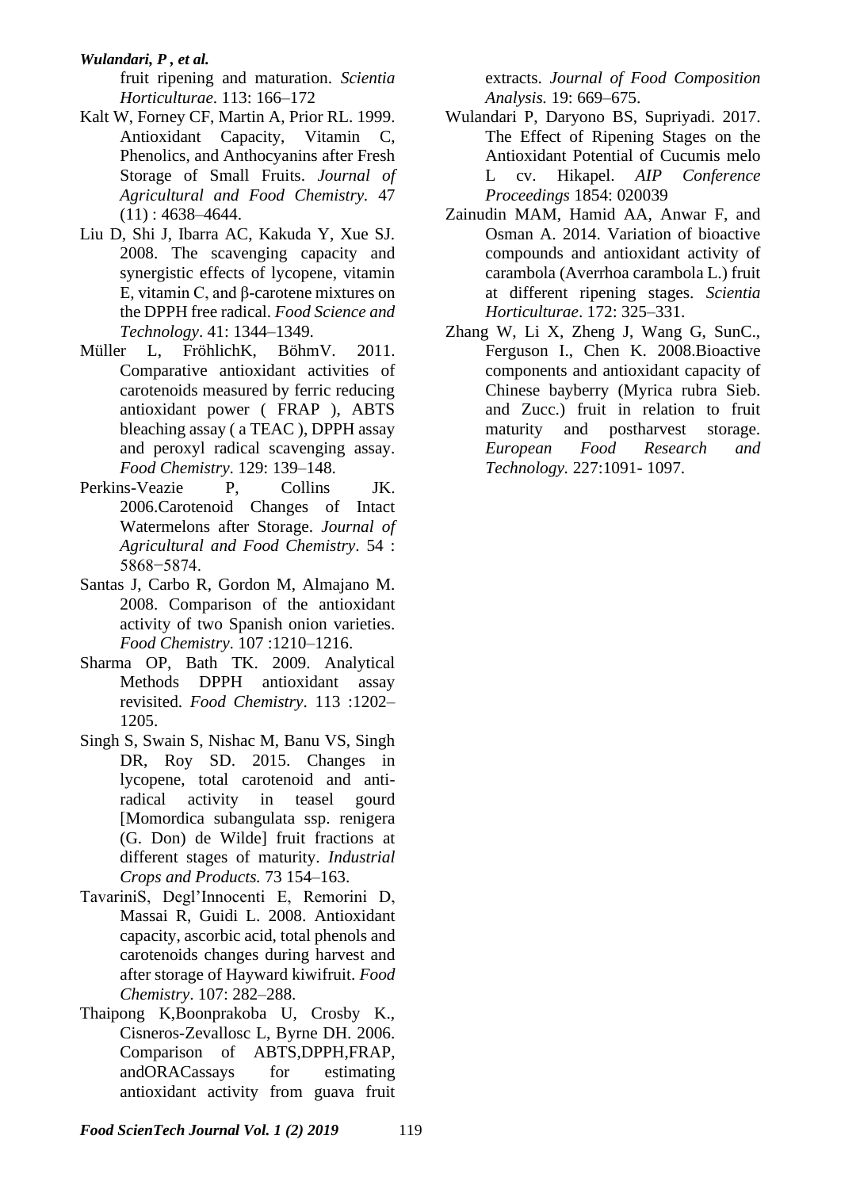fruit ripening and maturation. *Scientia Horticulturae*. 113: 166–172

Kalt W, Forney CF, Martin A, Prior RL. 1999. Antioxidant Capacity, Vitamin C, Phenolics, and Anthocyanins after Fresh Storage of Small Fruits. *Journal of Agricultural and Food Chemistry*. 47 (11) : 4638–4644.

Liu D, Shi J, Ibarra AC, Kakuda Y, Xue SJ. 2008. The scavenging capacity and synergistic effects of lycopene, vitamin E, vitamin C, and β-carotene mixtures on the DPPH free radical. *Food Science and Technology*. 41: 1344–1349.

Müller L, FröhlichK, BöhmV. 2011. Comparative antioxidant activities of carotenoids measured by ferric reducing antioxidant power ( FRAP ), ABTS bleaching assay ( a TEAC ), DPPH assay and peroxyl radical scavenging assay. *Food Chemistry*. 129: 139–148.

Perkins-Veazie P, Collins JK. 2006.Carotenoid Changes of Intact Watermelons after Storage. *Journal of Agricultural and Food Chemistry*. 54 : 5868−5874.

Santas J, Carbo R, Gordon M, Almajano M. 2008. Comparison of the antioxidant activity of two Spanish onion varieties. *Food Chemistry*. 107 :1210–1216.

Sharma OP, Bath TK. 2009. Analytical Methods DPPH antioxidant assay revisited. *Food Chemistry*. 113 :1202–1205.

Singh S, Swain S, Nishac M, Banu VS, Singh DR, Roy SD. 2015. Changes in lycopene, total carotenoid and anti-radical activity in teasel gourd [Momordica subangulata ssp. renigera (G. Don) de Wilde] fruit fractions at different stages of maturity. *Industrial Crops and Products.* 73 154–163.

TavariniS, Degl'Innocenti E, Remorini D, Massai R, Guidi L. 2008. Antioxidant capacity, ascorbic acid, total phenols and carotenoids changes during harvest and after storage of Hayward kiwifruit. *Food Chemistry*. 107: 282–288.

Thaipong K,Boonprakoba U, Crosby K., Cisneros-Zevallosc L, Byrne DH. 2006. Comparison of ABTS,DPPH,FRAP, andORACassays for estimating antioxidant activity from guava fruit extracts. *Journal of Food Composition Analysis.* 19: 669–675.

Wulandari P, Daryono BS, Supriyadi. 2017. The Effect of Ripening Stages on the Antioxidant Potential of Cucumis melo L cv. Hikapel. *AIP Conference Proceedings* 1854: 020039

Zainudin MAM, Hamid AA, Anwar F, and Osman A. 2014. Variation of bioactive compounds and antioxidant activity of carambola (Averrhoa carambola L.) fruit at different ripening stages. *Scientia Horticulturae*. 172: 325–331.

Zhang W, Li X, Zheng J, Wang G, SunC., Ferguson I., Chen K. 2008.Bioactive components and antioxidant capacity of Chinese bayberry (Myrica rubra Sieb. and Zucc.) fruit in relation to fruit maturity and postharvest storage. *European Food Research and Technology*. 227:1091- 1097.